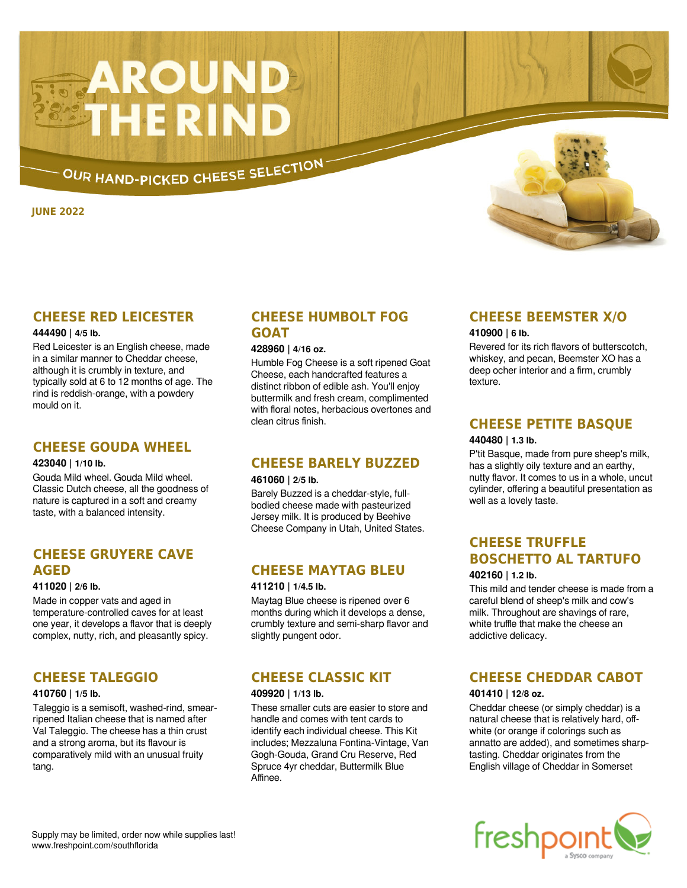# AROUND THE RIND

OUR HAND-PICKED CHEESE SELECTION

**JUNE 2022**

## CHEESE RED LEICESTER

**444490 | 4/5 lb.**

Red Leicester is an English cheese, made in a similar manner to Cheddar cheese, although it is crumbly in texture, and typically sold at 6 to 12 months of age. The rind is reddish-orange, with a powdery mould on it.

## CHEESE GOUDA WHEEL

**423040 | 1/10 lb.**

Gouda Mild wheel. Gouda Mild wheel. Classic Dutch cheese, all the goodness of nature is captured in a soft and creamy taste, with a balanced intensity.

## CHEESE GRUYERE CAVE AGED

**411020 | 2/6 lb.**

Made in copper vats and aged in temperature-controlled caves for at least one year, it develops a flavor that is deeply complex, nutty, rich, and pleasantly spicy.

## CHEESE TALEGGIO

**410760 | 1/5 lb.**

Taleggio is a semisoft, washed-rind, smear-ripened Italian cheese that is named after Val Taleggio. The cheese has a thin crust and a strong aroma, but its flavour is comparatively mild with an unusual fruity tang.

## CHEESE HUMBOLT FOG GOAT

**428960 | 4/16 oz.**

Humble Fog Cheese is a soft ripened Goat Cheese, each handcrafted features a distinct ribbon of edible ash. You'll enjoy buttermilk and fresh cream, complimented with floral notes, herbacious overtones and clean citrus finish.

## CHEESE BARELY BUZZED

**461060 | 2/5 lb.**

Barely Buzzed is a cheddar-style, full-bodied cheese made with pasteurized Jersey milk. It is produced by Beehive Cheese Company in Utah, United States.

## CHEESE MAYTAG BLEU

**411210 | 1/4.5 lb.**

Maytag Blue cheese is ripened over 6 months during which it develops a dense, crumbly texture and semi-sharp flavor and slightly pungent odor.

## CHEESE CLASSIC KIT

**409920 | 1/13 lb.**

These smaller cuts are easier to store and handle and comes with tent cards to identify each individual cheese. This Kit includes; Mezzaluna Fontina-Vintage, Van Gogh-Gouda, Grand Cru Reserve, Red Spruce 4yr cheddar, Buttermilk Blue Affinee.

## CHEESE BEEMSTER X/O

**410900 | 6 lb.**

Revered for its rich flavors of butterscotch, whiskey, and pecan, Beemster XO has a deep ocher interior and a firm, crumbly texture.

## CHEESE PETITE BASQUE

**440480 | 1.3 lb.**

P'tit Basque, made from pure sheep's milk, has a slightly oily texture and an earthy, nutty flavor. It comes to us in a whole, uncut cylinder, offering a beautiful presentation as well as a lovely taste.

## CHEESE TRUFFLE BOSCHETTO AL TARTUFO

**402160 | 1.2 lb.**

This mild and tender cheese is made from a careful blend of sheep's milk and cow's milk. Throughout are shavings of rare, white truffle that make the cheese an addictive delicacy.

## CHEESE CHEDDAR CABOT

**401410 | 12/8 oz.**

Cheddar cheese (or simply cheddar) is a natural cheese that is relatively hard, off-white (or orange if colorings such as annatto are added), and sometimes sharp-tasting. Cheddar originates from the English village of Cheddar in Somerset

Supply may be limited, order now while supplies last!
www.freshpoint.com/southflorida

freshpoint a Sysco company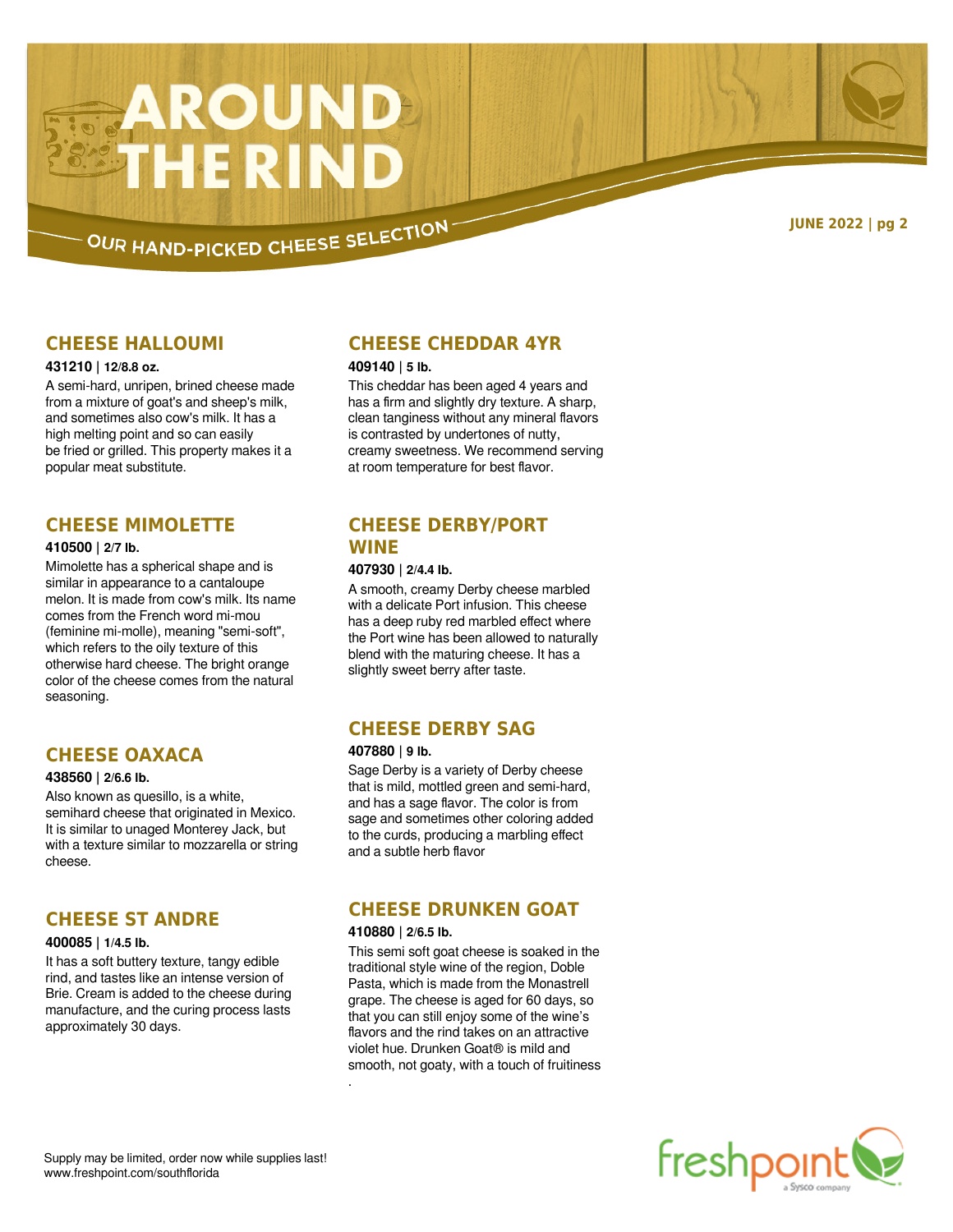# AROUND THE RIND

OUR HAND-PICKED CHEESE SELECTION

JUNE 2022 | pg 2

## CHEESE HALLOUMI

**431210** | **12/8.8 oz.**

A semi-hard, unripen, brined cheese made from a mixture of goat's and sheep's milk, and sometimes also cow's milk. It has a high melting point and so can easily be fried or grilled. This property makes it a popular meat substitute.

## CHEESE MIMOLETTE

**410500** | **2/7 lb.**

Mimolette has a spherical shape and is similar in appearance to a cantaloupe melon. It is made from cow's milk. Its name comes from the French word mi-mou (feminine mi-molle), meaning "semi-soft", which refers to the oily texture of this otherwise hard cheese. The bright orange color of the cheese comes from the natural seasoning.

## CHEESE OAXACA

**438560** | **2/6.6 lb.**

Also known as quesillo, is a white, semihard cheese that originated in Mexico. It is similar to unaged Monterey Jack, but with a texture similar to mozzarella or string cheese.

## CHEESE ST ANDRE

**400085** | **1/4.5 lb.**

It has a soft buttery texture, tangy edible rind, and tastes like an intense version of Brie. Cream is added to the cheese during manufacture, and the curing process lasts approximately 30 days.

## CHEESE CHEDDAR 4YR

**409140** | **5 lb.**

This cheddar has been aged 4 years and has a firm and slightly dry texture. A sharp, clean tanginess without any mineral flavors is contrasted by undertones of nutty, creamy sweetness. We recommend serving at room temperature for best flavor.

## CHEESE DERBY/PORT WINE

**407930** | **2/4.4 lb.**

A smooth, creamy Derby cheese marbled with a delicate Port infusion. This cheese has a deep ruby red marbled effect where the Port wine has been allowed to naturally blend with the maturing cheese. It has a slightly sweet berry after taste.

## CHEESE DERBY SAG

**407880** | **9 lb.**

Sage Derby is a variety of Derby cheese that is mild, mottled green and semi-hard, and has a sage flavor. The color is from sage and sometimes other coloring added to the curds, producing a marbling effect and a subtle herb flavor

## CHEESE DRUNKEN GOAT

**410880** | **2/6.5 lb.**

This semi soft goat cheese is soaked in the traditional style wine of the region, Doble Pasta, which is made from the Monastrell grape. The cheese is aged for 60 days, so that you can still enjoy some of the wine's flavors and the rind takes on an attractive violet hue. Drunken Goat® is mild and smooth, not goaty, with a touch of fruitiness

.

Supply may be limited, order now while supplies last!
www.freshpoint.com/southflorida

freshpoint a Sysco company